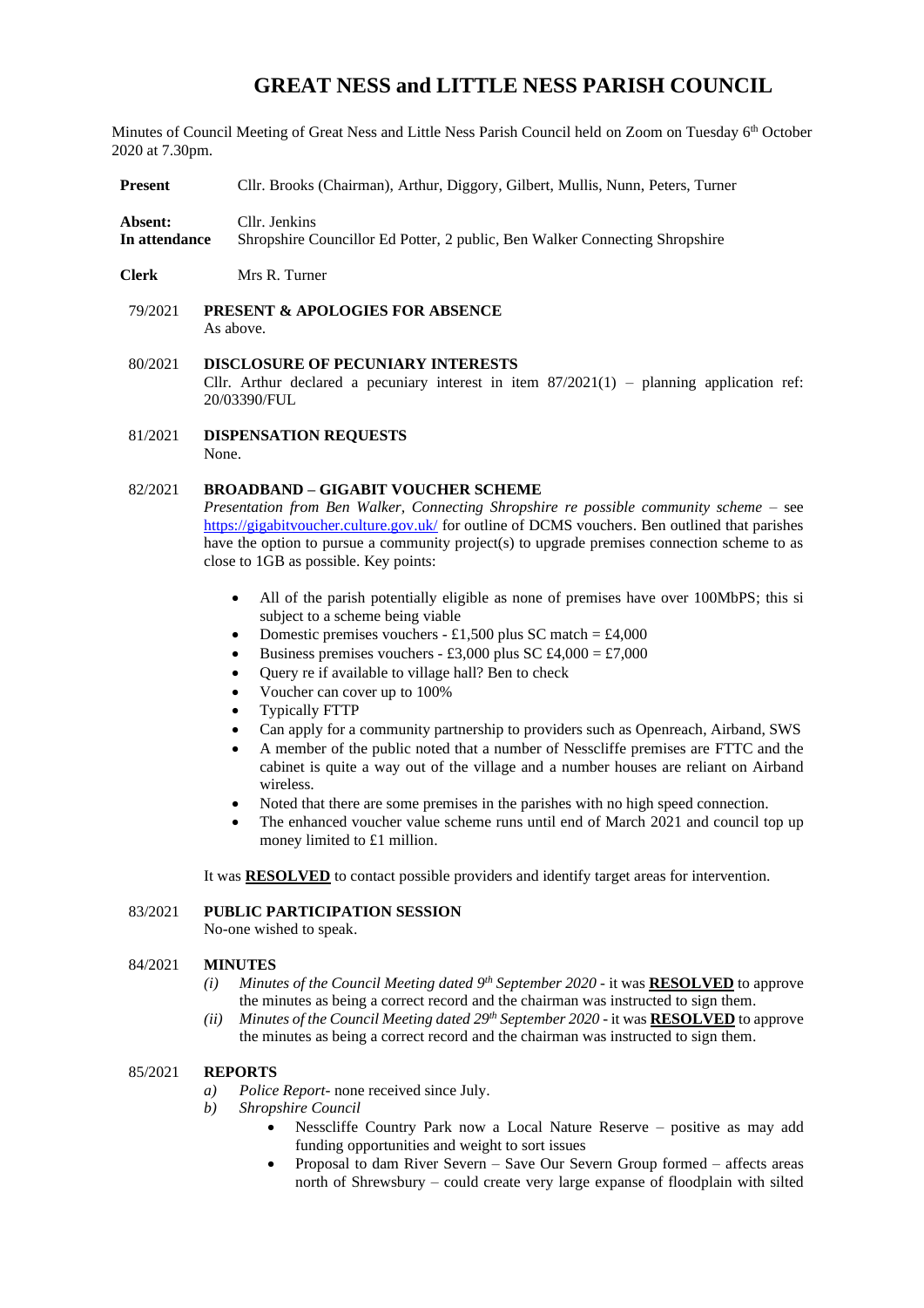# GREAT NESS and LITTLE NESS PARISH COUNCIL

Minutes of Council Meeting of Great Ness and Little Ness Parish Council held on Zoom on Tuesday 6th October 2020 at 7.30pm.

| | |
|---|---|
| **Present** | Cllr. Brooks (Chairman), Arthur, Diggory, Gilbert, Mullis, Nunn, Peters, Turner |
| **Absent:** | Cllr. Jenkins |
| **In attendance** | Shropshire Councillor Ed Potter, 2 public, Ben Walker Connecting Shropshire |
| **Clerk** | Mrs R. Turner |

79/2021 **PRESENT & APOLOGIES FOR ABSENCE**
As above.

80/2021 **DISCLOSURE OF PECUNIARY INTERESTS**
Cllr. Arthur declared a pecuniary interest in item 87/2021(1) – planning application ref: 20/03390/FUL

81/2021 **DISPENSATION REQUESTS**
None.

82/2021 **BROADBAND – GIGABIT VOUCHER SCHEME**
*Presentation from Ben Walker, Connecting Shropshire re possible community scheme* – see https://gigabitvoucher.culture.gov.uk/ for outline of DCMS vouchers. Ben outlined that parishes have the option to pursue a community project(s) to upgrade premises connection scheme to as close to 1GB as possible. Key points:

- All of the parish potentially eligible as none of premises have over 100MbPS; this si subject to a scheme being viable
- Domestic premises vouchers - £1,500 plus SC match = £4,000
- Business premises vouchers - £3,000 plus SC £4,000 = £7,000
- Query re if available to village hall? Ben to check
- Voucher can cover up to 100%
- Typically FTTP
- Can apply for a community partnership to providers such as Openreach, Airband, SWS
- A member of the public noted that a number of Nesscliffe premises are FTTC and the cabinet is quite a way out of the village and a number houses are reliant on Airband wireless.
- Noted that there are some premises in the parishes with no high speed connection.
- The enhanced voucher value scheme runs until end of March 2021 and council top up money limited to £1 million.

It was **RESOLVED** to contact possible providers and identify target areas for intervention.

83/2021 **PUBLIC PARTICIPATION SESSION**
No-one wished to speak.

84/2021 **MINUTES**

- *(i)* *Minutes of the Council Meeting dated 9th September 2020* - it was **RESOLVED** to approve the minutes as being a correct record and the chairman was instructed to sign them.
- *(ii)* *Minutes of the Council Meeting dated 29th September 2020* - it was **RESOLVED** to approve the minutes as being a correct record and the chairman was instructed to sign them.

85/2021 **REPORTS**

- *a)* *Police Report*- none received since July.
- *b)* *Shropshire Council*
  - Nesscliffe Country Park now a Local Nature Reserve – positive as may add funding opportunities and weight to sort issues
  - Proposal to dam River Severn – Save Our Severn Group formed – affects areas north of Shrewsbury – could create very large expanse of floodplain with silted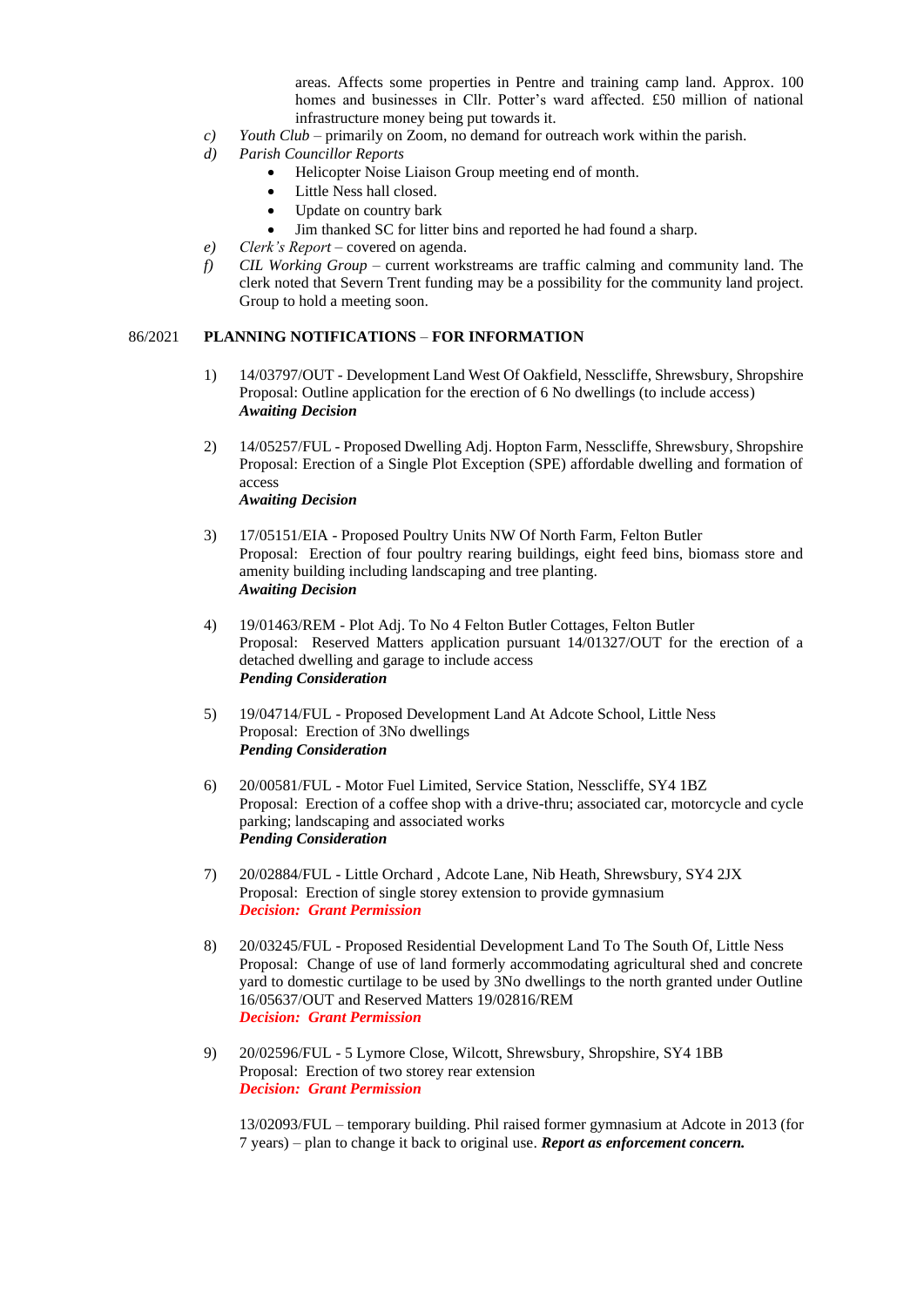areas. Affects some properties in Pentre and training camp land. Approx. 100 homes and businesses in Cllr. Potter's ward affected. £50 million of national infrastructure money being put towards it.

c) *Youth Club* – primarily on Zoom, no demand for outreach work within the parish.

d) *Parish Councillor Reports*
   - Helicopter Noise Liaison Group meeting end of month.
   - Little Ness hall closed.
   - Update on country bark
   - Jim thanked SC for litter bins and reported he had found a sharp.

e) *Clerk's Report* – covered on agenda.

f) *CIL Working Group* – current workstreams are traffic calming and community land. The clerk noted that Severn Trent funding may be a possibility for the community land project. Group to hold a meeting soon.

## 86/2021 PLANNING NOTIFICATIONS – FOR INFORMATION

1) 14/03797/OUT - Development Land West Of Oakfield, Nesscliffe, Shrewsbury, Shropshire
Proposal: Outline application for the erection of 6 No dwellings (to include access)
***Awaiting Decision***

2) 14/05257/FUL - Proposed Dwelling Adj. Hopton Farm, Nesscliffe, Shrewsbury, Shropshire
Proposal: Erection of a Single Plot Exception (SPE) affordable dwelling and formation of access
***Awaiting Decision***

3) 17/05151/EIA - Proposed Poultry Units NW Of North Farm, Felton Butler
Proposal: Erection of four poultry rearing buildings, eight feed bins, biomass store and amenity building including landscaping and tree planting.
***Awaiting Decision***

4) 19/01463/REM - Plot Adj. To No 4 Felton Butler Cottages, Felton Butler
Proposal: Reserved Matters application pursuant 14/01327/OUT for the erection of a detached dwelling and garage to include access
***Pending Consideration***

5) 19/04714/FUL - Proposed Development Land At Adcote School, Little Ness
Proposal: Erection of 3No dwellings
***Pending Consideration***

6) 20/00581/FUL - Motor Fuel Limited, Service Station, Nesscliffe, SY4 1BZ
Proposal: Erection of a coffee shop with a drive-thru; associated car, motorcycle and cycle parking; landscaping and associated works
***Pending Consideration***

7) 20/02884/FUL - Little Orchard , Adcote Lane, Nib Heath, Shrewsbury, SY4 2JX
Proposal: Erection of single storey extension to provide gymnasium
***Decision: Grant Permission***

8) 20/03245/FUL - Proposed Residential Development Land To The South Of, Little Ness
Proposal: Change of use of land formerly accommodating agricultural shed and concrete yard to domestic curtilage to be used by 3No dwellings to the north granted under Outline 16/05637/OUT and Reserved Matters 19/02816/REM
***Decision: Grant Permission***

9) 20/02596/FUL - 5 Lymore Close, Wilcott, Shrewsbury, Shropshire, SY4 1BB
Proposal: Erection of two storey rear extension
***Decision: Grant Permission***

13/02093/FUL – temporary building. Phil raised former gymnasium at Adcote in 2013 (for 7 years) – plan to change it back to original use. ***Report as enforcement concern.***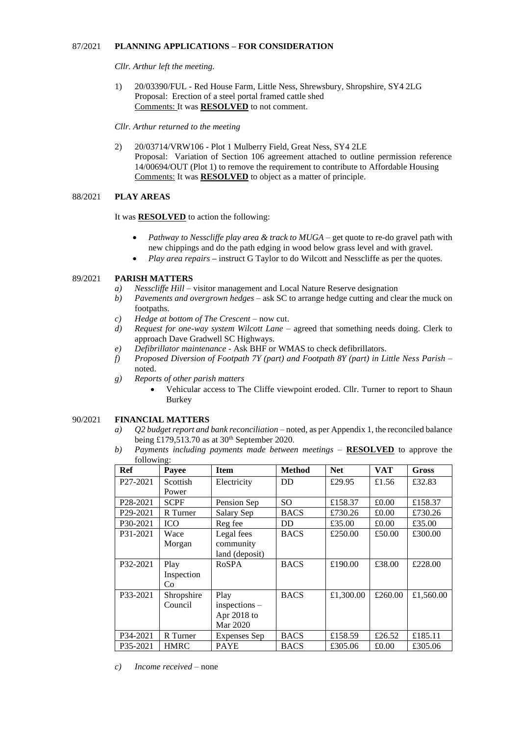## 87/2021 **PLANNING APPLICATIONS – FOR CONSIDERATION**

*Cllr. Arthur left the meeting.*

1) 20/03390/FUL - Red House Farm, Little Ness, Shrewsbury, Shropshire, SY4 2LG
   Proposal: Erection of a steel portal framed cattle shed
   Comments: It was **RESOLVED** to not comment.

*Cllr. Arthur returned to the meeting*

2) 20/03714/VRW106 - Plot 1 Mulberry Field, Great Ness, SY4 2LE
   Proposal: Variation of Section 106 agreement attached to outline permission reference 14/00694/OUT (Plot 1) to remove the requirement to contribute to Affordable Housing
   Comments: It was **RESOLVED** to object as a matter of principle.

## 88/2021 **PLAY AREAS**

It was **RESOLVED** to action the following:

- *Pathway to Nesscliffe play area & track to MUGA* – get quote to re-do gravel path with new chippings and do the path edging in wood below grass level and with gravel.
- *Play area repairs* – instruct G Taylor to do Wilcott and Nesscliffe as per the quotes.

## 89/2021 **PARISH MATTERS**

a) *Nesscliffe Hill* – visitor management and Local Nature Reserve designation
b) *Pavements and overgrown hedges* – ask SC to arrange hedge cutting and clear the muck on footpaths.
c) *Hedge at bottom of The Crescent* – now cut.
d) *Request for one-way system Wilcott Lane* – agreed that something needs doing. Clerk to approach Dave Gradwell SC Highways.
e) *Defibrillator maintenance* - Ask BHF or WMAS to check defibrillators.
f) *Proposed Diversion of Footpath 7Y (part) and Footpath 8Y (part) in Little Ness Parish* – noted.
g) *Reports of other parish matters*
   - Vehicular access to The Cliffe viewpoint eroded. Cllr. Turner to report to Shaun Burkey

## 90/2021 **FINANCIAL MATTERS**

a) *Q2 budget report and bank reconciliation* – noted, as per Appendix 1, the reconciled balance being £179,513.70 as at 30th September 2020.
b) *Payments including payments made between meetings* – **RESOLVED** to approve the following:

| Ref | Payee | Item | Method | Net | VAT | Gross |
|---|---|---|---|---|---|---|
| P27-2021 | Scottish Power | Electricity | DD | £29.95 | £1.56 | £32.83 |
| P28-2021 | SCPF | Pension Sep | SO | £158.37 | £0.00 | £158.37 |
| P29-2021 | R Turner | Salary Sep | BACS | £730.26 | £0.00 | £730.26 |
| P30-2021 | ICO | Reg fee | DD | £35.00 | £0.00 | £35.00 |
| P31-2021 | Wace Morgan | Legal fees community land (deposit) | BACS | £250.00 | £50.00 | £300.00 |
| P32-2021 | Play Inspection Co | RoSPA | BACS | £190.00 | £38.00 | £228.00 |
| P33-2021 | Shropshire Council | Play inspections – Apr 2018 to Mar 2020 | BACS | £1,300.00 | £260.00 | £1,560.00 |
| P34-2021 | R Turner | Expenses Sep | BACS | £158.59 | £26.52 | £185.11 |
| P35-2021 | HMRC | PAYE | BACS | £305.06 | £0.00 | £305.06 |

c) *Income received* – none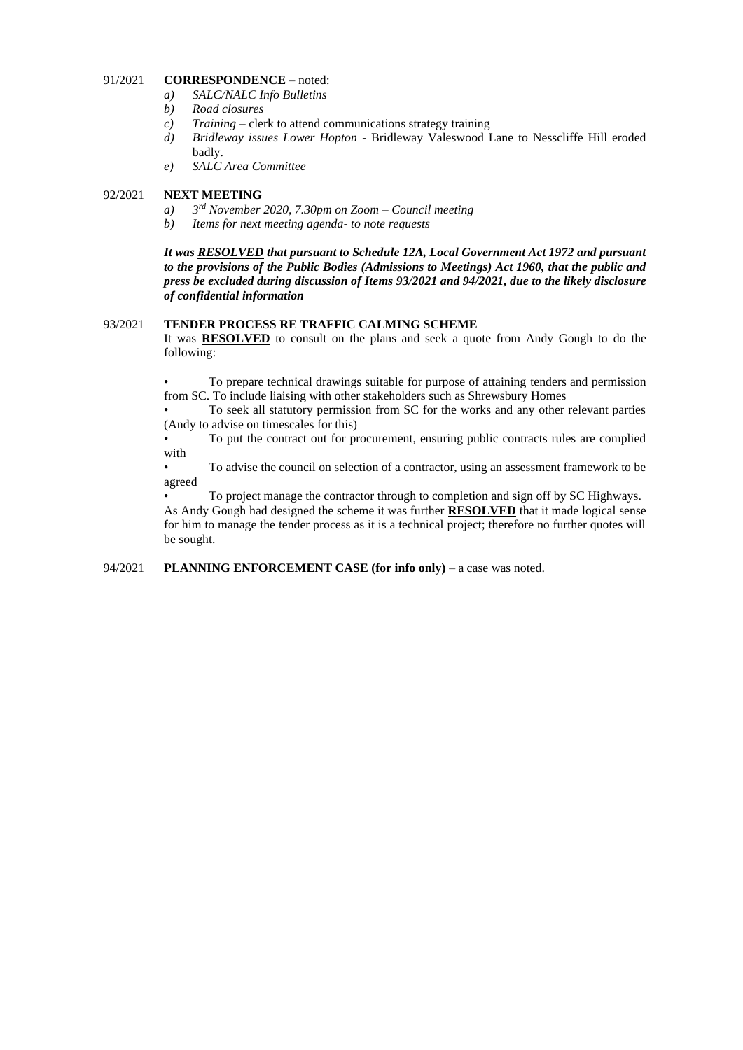91/2021 **CORRESPONDENCE** – noted:

- *a) SALC/NALC Info Bulletins*
- *b) Road closures*
- *c) Training* – clerk to attend communications strategy training
- *d) Bridleway issues Lower Hopton* - Bridleway Valeswood Lane to Nesscliffe Hill eroded badly.
- *e) SALC Area Committee*

92/2021 **NEXT MEETING**

- *a) 3rd November 2020, 7.30pm on Zoom – Council meeting*
- *b) Items for next meeting agenda- to note requests*

***It was RESOLVED that pursuant to Schedule 12A, Local Government Act 1972 and pursuant to the provisions of the Public Bodies (Admissions to Meetings) Act 1960, that the public and press be excluded during discussion of Items 93/2021 and 94/2021, due to the likely disclosure of confidential information***

93/2021 **TENDER PROCESS RE TRAFFIC CALMING SCHEME**

It was **RESOLVED** to consult on the plans and seek a quote from Andy Gough to do the following:

- To prepare technical drawings suitable for purpose of attaining tenders and permission from SC. To include liaising with other stakeholders such as Shrewsbury Homes
- To seek all statutory permission from SC for the works and any other relevant parties (Andy to advise on timescales for this)
- To put the contract out for procurement, ensuring public contracts rules are complied with
- To advise the council on selection of a contractor, using an assessment framework to be agreed
- To project manage the contractor through to completion and sign off by SC Highways.

As Andy Gough had designed the scheme it was further **RESOLVED** that it made logical sense for him to manage the tender process as it is a technical project; therefore no further quotes will be sought.

94/2021 **PLANNING ENFORCEMENT CASE (for info only)** – a case was noted.